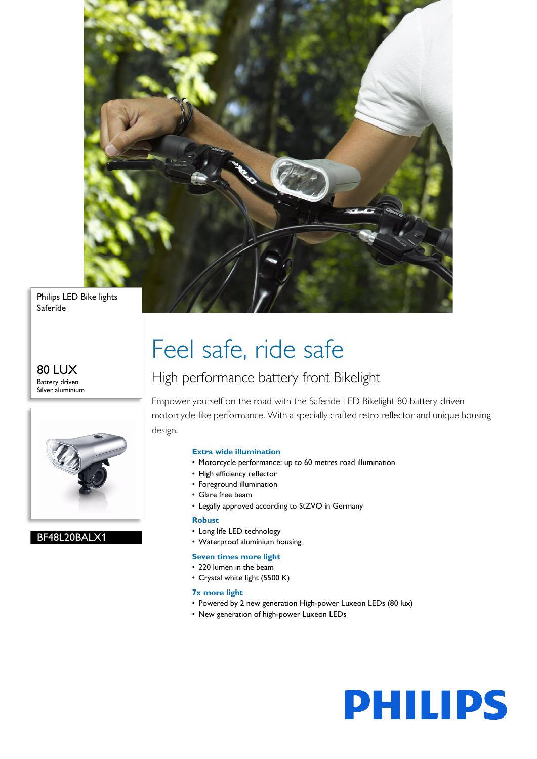Philips LED Bike lights
Saferide

80 LUX
Battery driven
Silver aluminium

BF48L20BALX1

# Feel safe, ride safe

## High performance battery front Bikelight

Empower yourself on the road with the Saferide LED Bikelight 80 battery-driven motorcycle-like performance. With a specially crafted retro reflector and unique housing design.

### Extra wide illumination

- Motorcycle performance: up to 60 metres road illumination
- High efficiency reflector
- Foreground illumination
- Glare free beam
- Legally approved according to StZVO in Germany

### Robust

- Long life LED technology
- Waterproof aluminium housing

### Seven times more light

- 220 lumen in the beam
- Crystal white light (5500 K)

### 7x more light

- Powered by 2 new generation High-power Luxeon LEDs (80 lux)
- New generation of high-power Luxeon LEDs

PHILIPS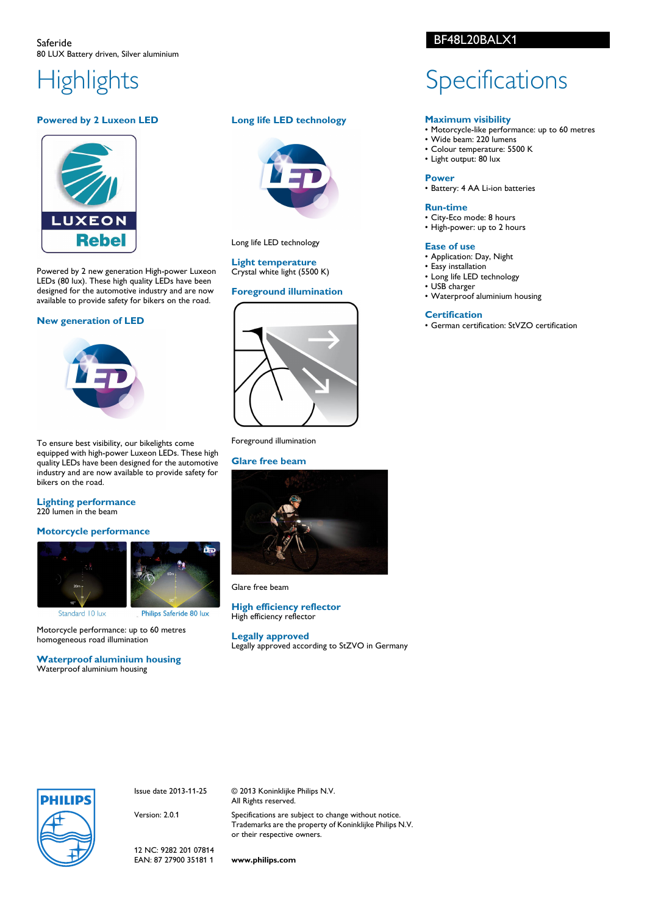Saferide
80 LUX Battery driven, Silver aluminium

BF48L20BALX1

# Highlights

### Powered by 2 Luxeon LED

Powered by 2 new generation High-power Luxeon LEDs (80 lux). These high quality LEDs have been designed for the automotive industry and are now available to provide safety for bikers on the road.

### New generation of LED

To ensure best visibility, our bikelights come equipped with high-power Luxeon LEDs. These high quality LEDs have been designed for the automotive industry and are now available to provide safety for bikers on the road.

### Lighting performance

220 lumen in the beam

### Motorcycle performance

Standard 10 lux

Philips Saferide 80 lux

Motorcycle performance: up to 60 metres homogeneous road illumination

### Waterproof aluminium housing

Waterproof aluminium housing

### Long life LED technology

Long life LED technology

### Light temperature

Crystal white light (5500 K)

### Foreground illumination

Foreground illumination

### Glare free beam

Glare free beam

### High efficiency reflector

High efficiency reflector

### Legally approved

Legally approved according to StZVO in Germany

# Specifications

### Maximum visibility

- Motorcycle-like performance: up to 60 metres
- Wide beam: 220 lumens
- Colour temperature: 5500 K
- Light output: 80 lux

### Power

- Battery: 4 AA Li-ion batteries

### Run-time

- City-Eco mode: 8 hours
- High-power: up to 2 hours

### Ease of use

- Application: Day, Night
- Easy installation
- Long life LED technology
- USB charger
- Waterproof aluminium housing

### Certification

- German certification: StVZO certification

Issue date 2013-11-25

Version: 2.0.1

12 NC: 9282 201 07814
EAN: 87 27900 35181 1

© 2013 Koninklijke Philips N.V.
All Rights reserved.

Specifications are subject to change without notice. Trademarks are the property of Koninklijke Philips N.V. or their respective owners.

**www.philips.com**